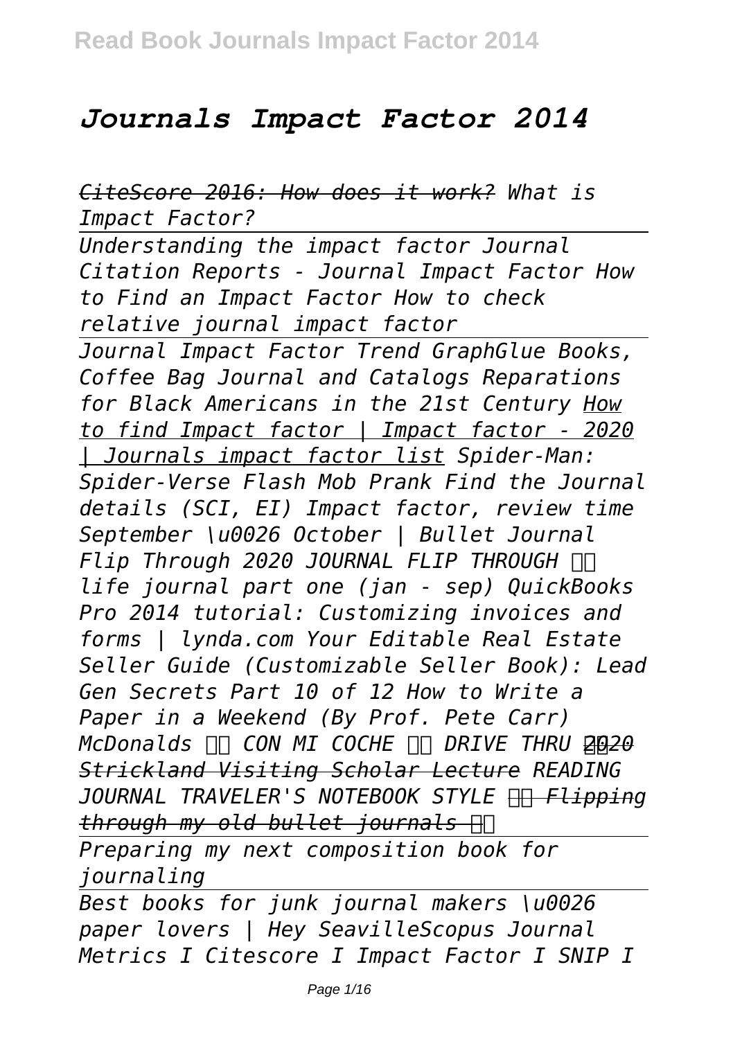# *Journals Impact Factor 2014*

*CiteScore 2016: How does it work? What is Impact Factor?*

*Understanding the impact factor Journal Citation Reports - Journal Impact Factor How to Find an Impact Factor How to check relative journal impact factor*

*Journal Impact Factor Trend GraphGlue Books, Coffee Bag Journal and Catalogs Reparations for Black Americans in the 21st Century How to find Impact factor | Impact factor - 2020 | Journals impact factor list Spider-Man: Spider-Verse Flash Mob Prank Find the Journal details (SCI, EI) Impact factor, review time September \u0026 October | Bullet Journal Flip Through 2020 JOURNAL FLIP THROUGH life journal part one (jan - sep) QuickBooks Pro 2014 tutorial: Customizing invoices and forms | lynda.com Your Editable Real Estate Seller Guide (Customizable Seller Book): Lead Gen Secrets Part 10 of 12 How to Write a Paper in a Weekend (By Prof. Pete Carr) McDonalds CON MI COCHE DRIVE THRU 2020 Strickland Visiting Scholar Lecture READING JOURNAL TRAVELER'S NOTEBOOK STYLE Flipping through my old bullet journals*

*Preparing my next composition book for journaling*

*Best books for junk journal makers \u0026 paper lovers | Hey SeavilleScopus Journal Metrics I Citescore I Impact Factor I SNIP I*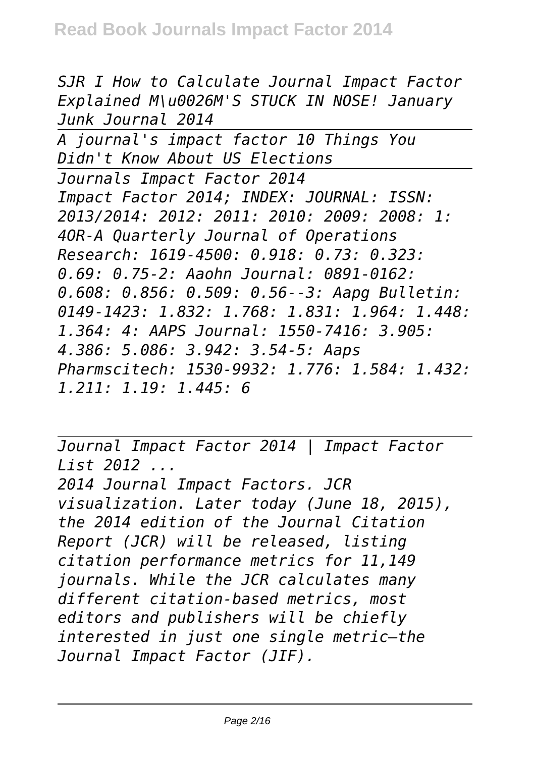*SJR I How to Calculate Journal Impact Factor Explained M\u0026M'S STUCK IN NOSE! January Junk Journal 2014*

---

*A journal's impact factor 10 Things You Didn't Know About US Elections*

---

*Journals Impact Factor 2014*

*Impact Factor 2014; INDEX: JOURNAL: ISSN: 2013/2014: 2012: 2011: 2010: 2009: 2008: 1: 4OR-A Quarterly Journal of Operations Research: 1619-4500: 0.918: 0.73: 0.323: 0.69: 0.75-2: Aaohn Journal: 0891-0162: 0.608: 0.856: 0.509: 0.56--3: Aapg Bulletin: 0149-1423: 1.832: 1.768: 1.831: 1.964: 1.448: 1.364: 4: AAPS Journal: 1550-7416: 3.905: 4.386: 5.086: 3.942: 3.54-5: Aaps Pharmscitech: 1530-9932: 1.776: 1.584: 1.432: 1.211: 1.19: 1.445: 6*

---

*Journal Impact Factor 2014 | Impact Factor List 2012 ...*

*2014 Journal Impact Factors. JCR visualization. Later today (June 18, 2015), the 2014 edition of the Journal Citation Report (JCR) will be released, listing citation performance metrics for 11,149 journals. While the JCR calculates many different citation-based metrics, most editors and publishers will be chiefly interested in just one single metric—the Journal Impact Factor (JIF).*

---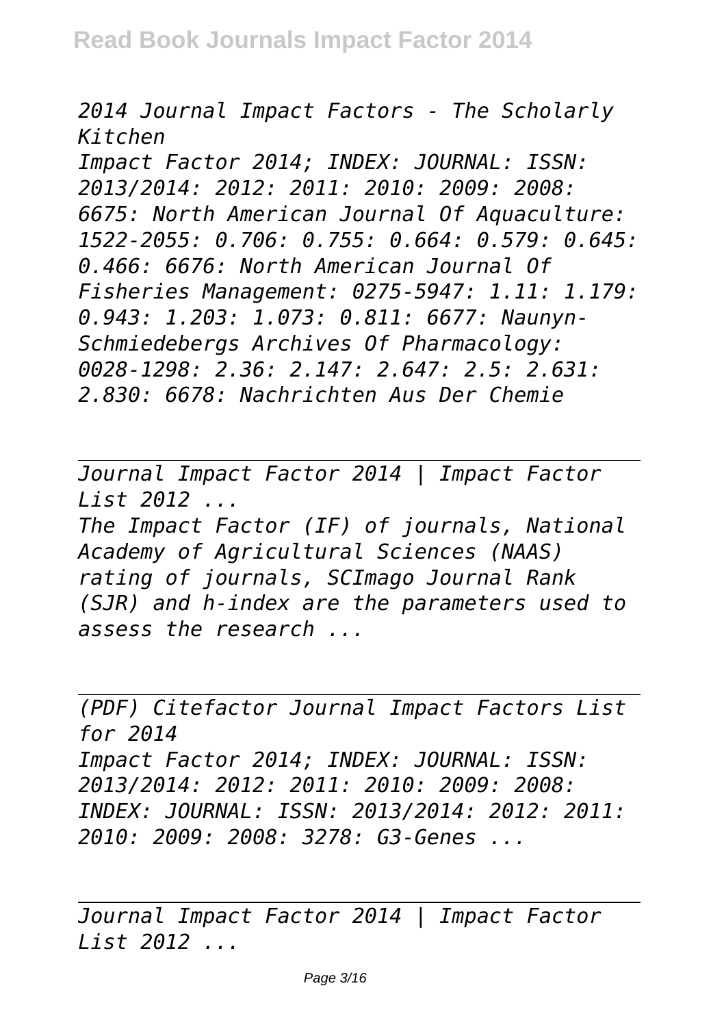*2014 Journal Impact Factors - The Scholarly Kitchen*

*Impact Factor 2014; INDEX: JOURNAL: ISSN: 2013/2014: 2012: 2011: 2010: 2009: 2008: 6675: North American Journal Of Aquaculture: 1522-2055: 0.706: 0.755: 0.664: 0.579: 0.645: 0.466: 6676: North American Journal Of Fisheries Management: 0275-5947: 1.11: 1.179: 0.943: 1.203: 1.073: 0.811: 6677: Naunyn-Schmiedebergs Archives Of Pharmacology: 0028-1298: 2.36: 2.147: 2.647: 2.5: 2.631: 2.830: 6678: Nachrichten Aus Der Chemie*

---

*Journal Impact Factor 2014 | Impact Factor List 2012 ...*

*The Impact Factor (IF) of journals, National Academy of Agricultural Sciences (NAAS) rating of journals, SCImago Journal Rank (SJR) and h-index are the parameters used to assess the research ...*

---

*(PDF) Citefactor Journal Impact Factors List for 2014*

*Impact Factor 2014; INDEX: JOURNAL: ISSN: 2013/2014: 2012: 2011: 2010: 2009: 2008: INDEX: JOURNAL: ISSN: 2013/2014: 2012: 2011: 2010: 2009: 2008: 3278: G3-Genes ...*

---

*Journal Impact Factor 2014 | Impact Factor List 2012 ...*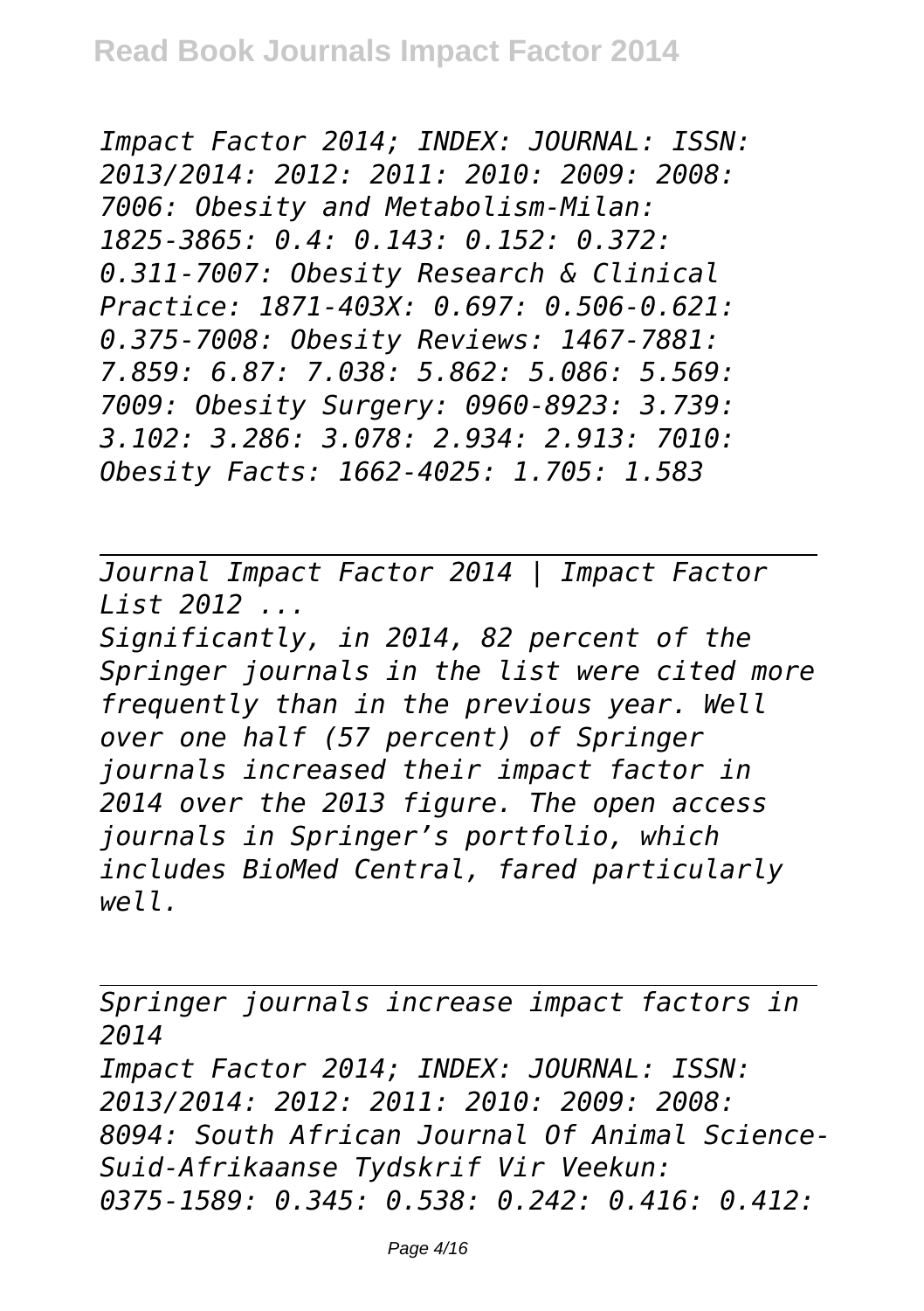*Impact Factor 2014; INDEX: JOURNAL: ISSN: 2013/2014: 2012: 2011: 2010: 2009: 2008: 7006: Obesity and Metabolism-Milan: 1825-3865: 0.4: 0.143: 0.152: 0.372: 0.311-7007: Obesity Research & Clinical Practice: 1871-403X: 0.697: 0.506-0.621: 0.375-7008: Obesity Reviews: 1467-7881: 7.859: 6.87: 7.038: 5.862: 5.086: 5.569: 7009: Obesity Surgery: 0960-8923: 3.739: 3.102: 3.286: 3.078: 2.934: 2.913: 7010: Obesity Facts: 1662-4025: 1.705: 1.583*

---

*Journal Impact Factor 2014 | Impact Factor List 2012 ...*

*Significantly, in 2014, 82 percent of the Springer journals in the list were cited more frequently than in the previous year. Well over one half (57 percent) of Springer journals increased their impact factor in 2014 over the 2013 figure. The open access journals in Springer's portfolio, which includes BioMed Central, fared particularly well.*

---

*Springer journals increase impact factors in 2014*

*Impact Factor 2014; INDEX: JOURNAL: ISSN: 2013/2014: 2012: 2011: 2010: 2009: 2008: 8094: South African Journal Of Animal Science-Suid-Afrikaanse Tydskrif Vir Veekun: 0375-1589: 0.345: 0.538: 0.242: 0.416: 0.412:*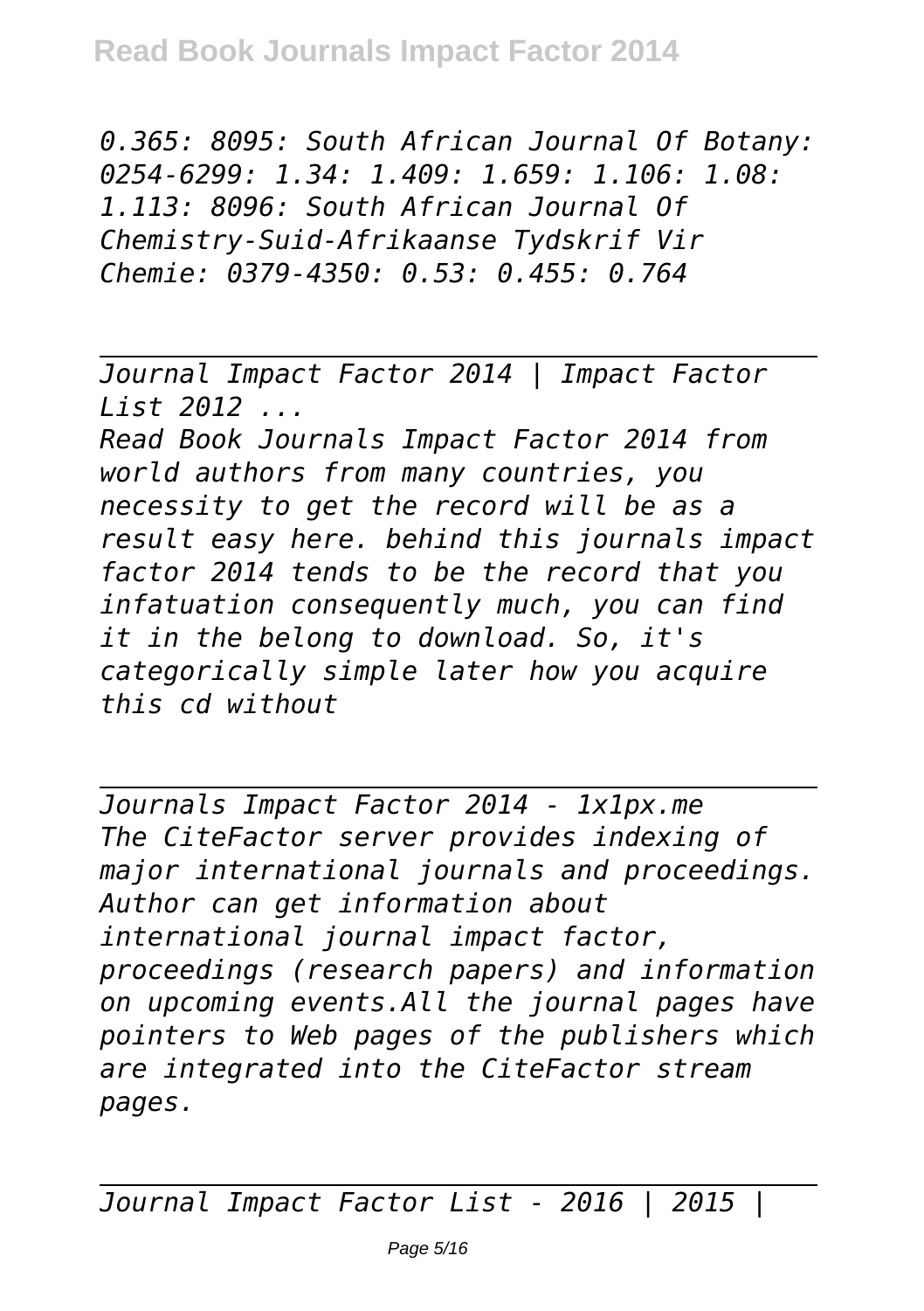*0.365: 8095: South African Journal Of Botany: 0254-6299: 1.34: 1.409: 1.659: 1.106: 1.08: 1.113: 8096: South African Journal Of Chemistry-Suid-Afrikaanse Tydskrif Vir Chemie: 0379-4350: 0.53: 0.455: 0.764*

---

*Journal Impact Factor 2014 | Impact Factor List 2012 ...*

*Read Book Journals Impact Factor 2014 from world authors from many countries, you necessity to get the record will be as a result easy here. behind this journals impact factor 2014 tends to be the record that you infatuation consequently much, you can find it in the belong to download. So, it's categorically simple later how you acquire this cd without*

---

*Journals Impact Factor 2014 - 1x1px.me*

*The CiteFactor server provides indexing of major international journals and proceedings. Author can get information about international journal impact factor, proceedings (research papers) and information on upcoming events.All the journal pages have pointers to Web pages of the publishers which are integrated into the CiteFactor stream pages.*

---

*Journal Impact Factor List - 2016 | 2015 |*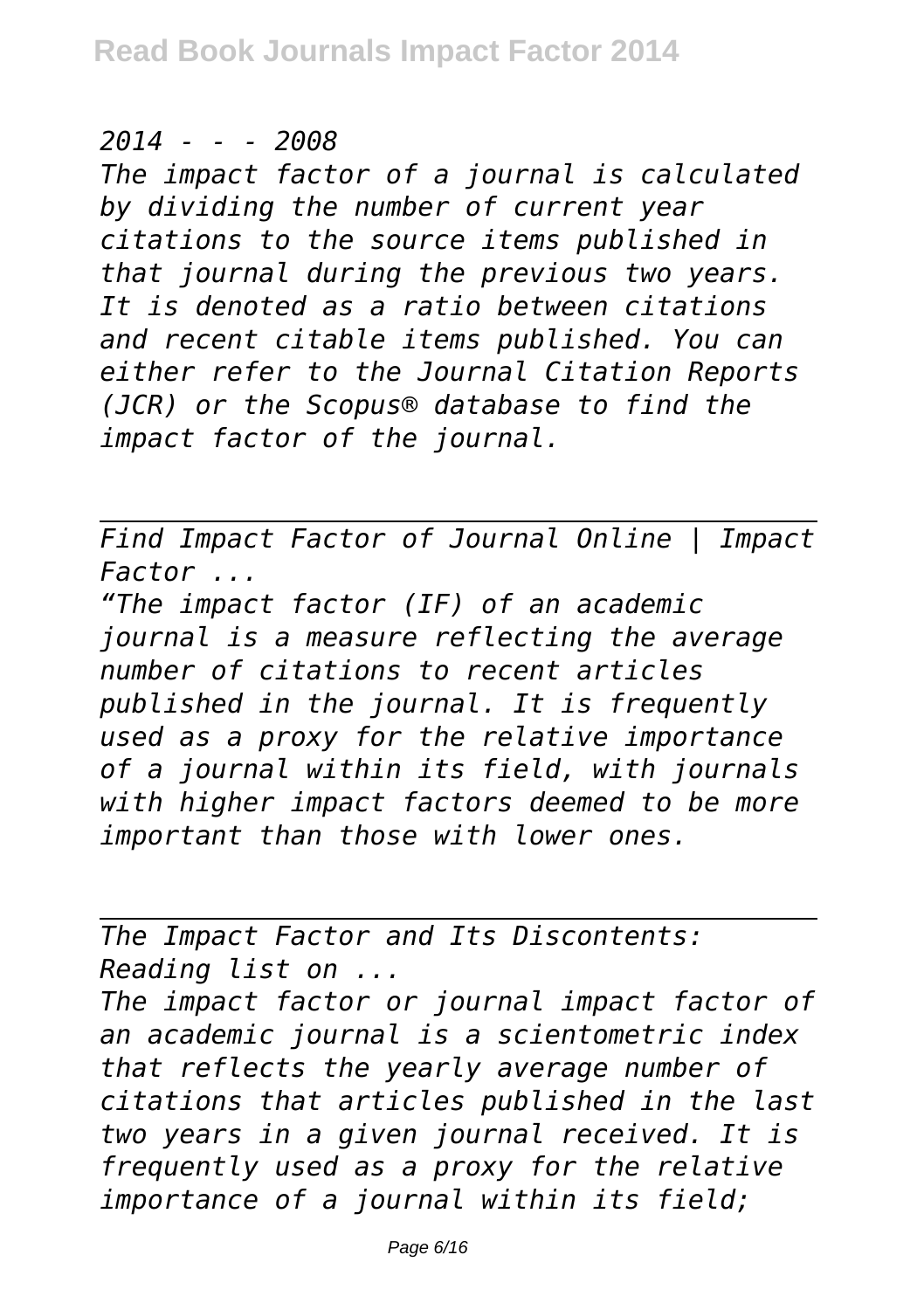*2014 - - - 2008*

*The impact factor of a journal is calculated by dividing the number of current year citations to the source items published in that journal during the previous two years. It is denoted as a ratio between citations and recent citable items published. You can either refer to the Journal Citation Reports (JCR) or the Scopus® database to find the impact factor of the journal.*

---

*Find Impact Factor of Journal Online | Impact Factor ...*

*"The impact factor (IF) of an academic journal is a measure reflecting the average number of citations to recent articles published in the journal. It is frequently used as a proxy for the relative importance of a journal within its field, with journals with higher impact factors deemed to be more important than those with lower ones.*

---

*The Impact Factor and Its Discontents: Reading list on ...*

*The impact factor or journal impact factor of an academic journal is a scientometric index that reflects the yearly average number of citations that articles published in the last two years in a given journal received. It is frequently used as a proxy for the relative importance of a journal within its field;*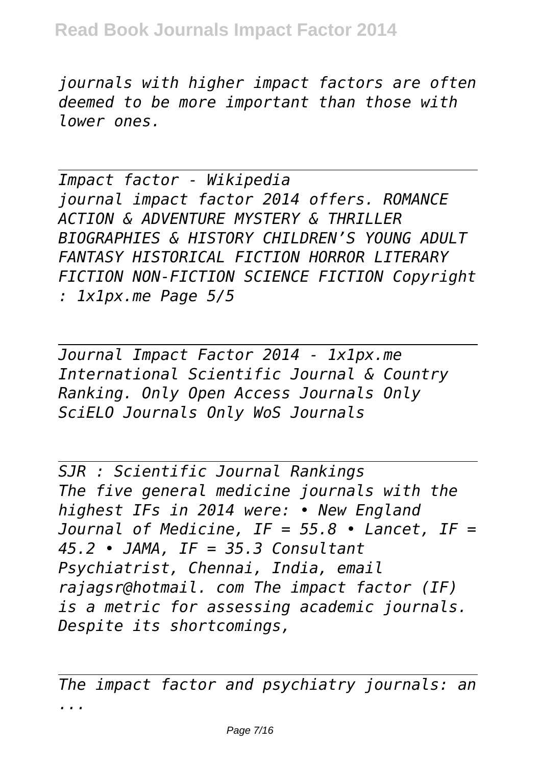*journals with higher impact factors are often deemed to be more important than those with lower ones.*

---

*Impact factor - Wikipedia*
*journal impact factor 2014 offers. ROMANCE ACTION & ADVENTURE MYSTERY & THRILLER BIOGRAPHIES & HISTORY CHILDREN'S YOUNG ADULT FANTASY HISTORICAL FICTION HORROR LITERARY FICTION NON-FICTION SCIENCE FICTION Copyright : 1x1px.me Page 5/5*

---

*Journal Impact Factor 2014 - 1x1px.me*
*International Scientific Journal & Country Ranking. Only Open Access Journals Only SciELO Journals Only WoS Journals*

---

*SJR : Scientific Journal Rankings*
*The five general medicine journals with the highest IFs in 2014 were: • New England Journal of Medicine, IF = 55.8 • Lancet, IF = 45.2 • JAMA, IF = 35.3 Consultant Psychiatrist, Chennai, India, email rajagsr@hotmail. com The impact factor (IF) is a metric for assessing academic journals. Despite its shortcomings,*

---

*The impact factor and psychiatry journals: an ...*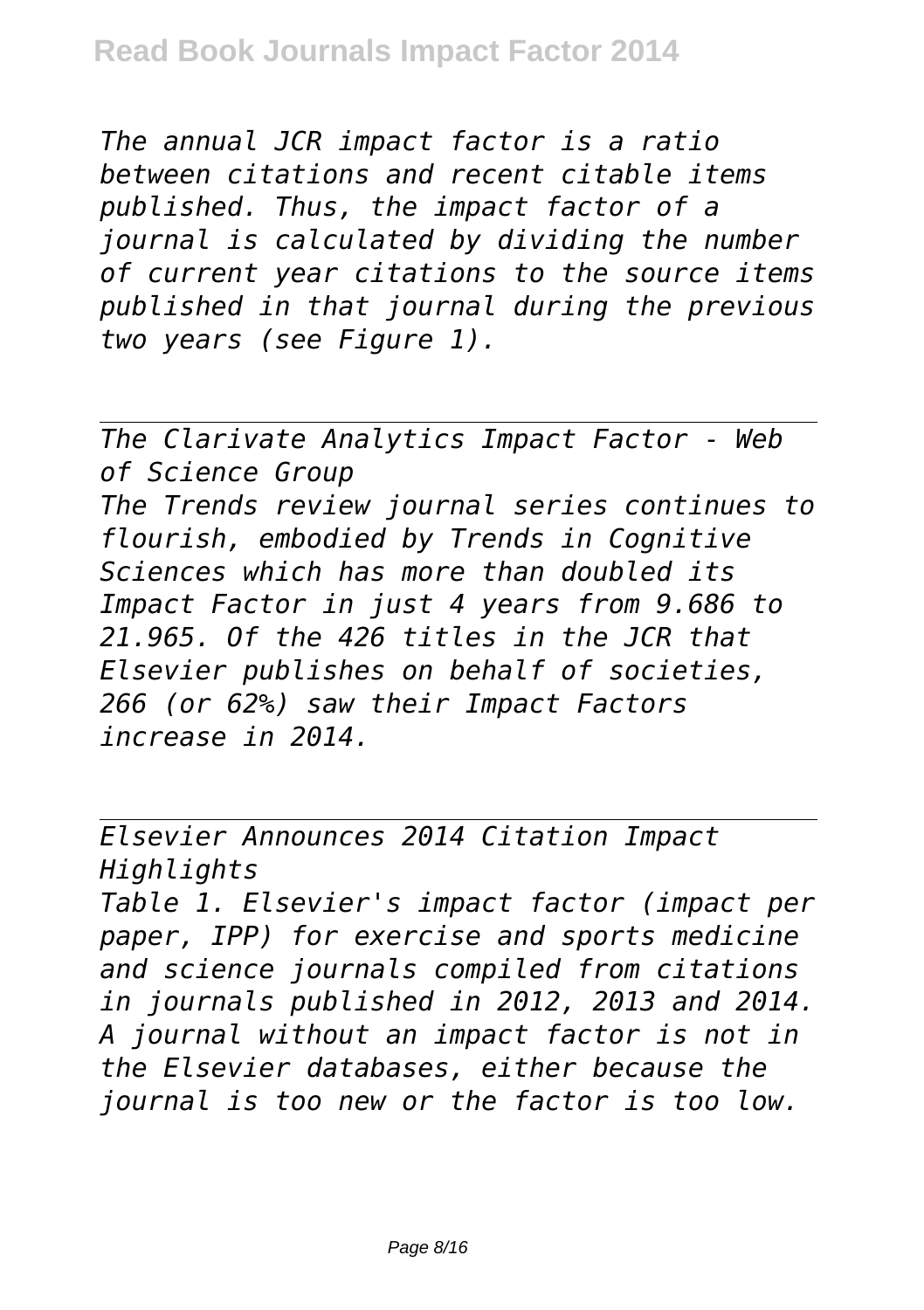*The annual JCR impact factor is a ratio between citations and recent citable items published. Thus, the impact factor of a journal is calculated by dividing the number of current year citations to the source items published in that journal during the previous two years (see Figure 1).*

---

*The Clarivate Analytics Impact Factor - Web of Science Group*

*The Trends review journal series continues to flourish, embodied by Trends in Cognitive Sciences which has more than doubled its Impact Factor in just 4 years from 9.686 to 21.965. Of the 426 titles in the JCR that Elsevier publishes on behalf of societies, 266 (or 62%) saw their Impact Factors increase in 2014.*

---

*Elsevier Announces 2014 Citation Impact Highlights*

*Table 1. Elsevier's impact factor (impact per paper, IPP) for exercise and sports medicine and science journals compiled from citations in journals published in 2012, 2013 and 2014. A journal without an impact factor is not in the Elsevier databases, either because the journal is too new or the factor is too low.*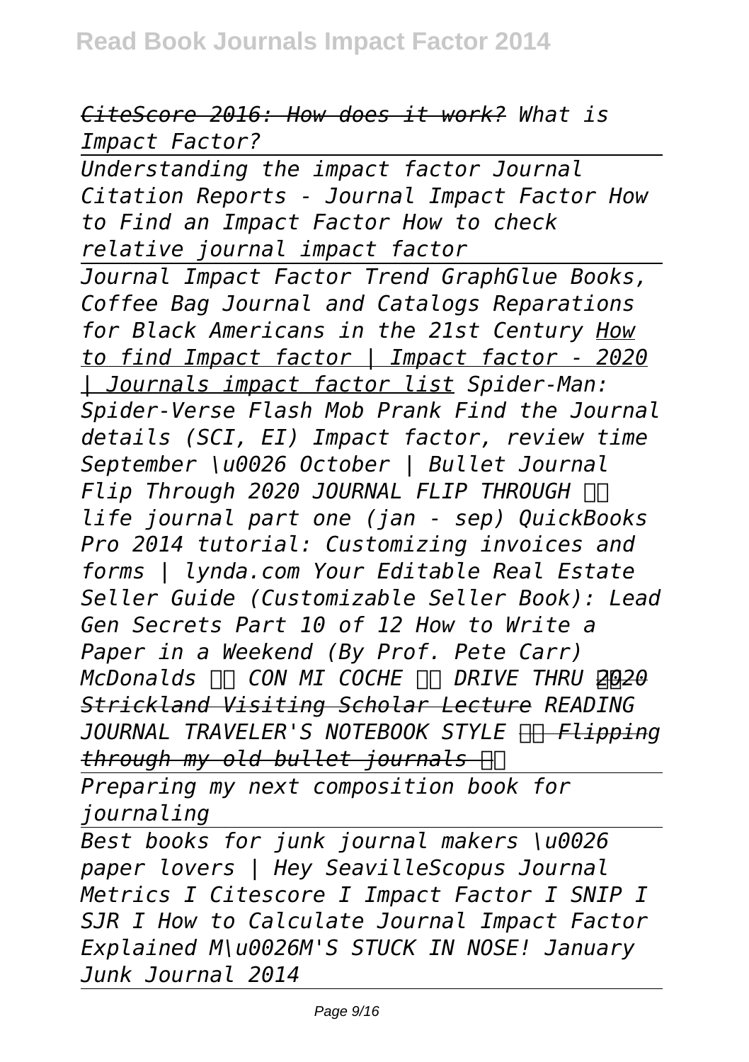*CiteScore 2016: How does it work? What is Impact Factor?*

*Understanding the impact factor Journal Citation Reports - Journal Impact Factor How to Find an Impact Factor How to check relative journal impact factor*

*Journal Impact Factor Trend GraphGlue Books, Coffee Bag Journal and Catalogs Reparations for Black Americans in the 21st Century How to find Impact factor | Impact factor - 2020 | Journals impact factor list Spider-Man: Spider-Verse Flash Mob Prank Find the Journal details (SCI, EI) Impact factor, review time September \u0026 October | Bullet Journal Flip Through 2020 JOURNAL FLIP THROUGH life journal part one (jan - sep) QuickBooks Pro 2014 tutorial: Customizing invoices and forms | lynda.com Your Editable Real Estate Seller Guide (Customizable Seller Book): Lead Gen Secrets Part 10 of 12 How to Write a Paper in a Weekend (By Prof. Pete Carr) McDonalds CON MI COCHE DRIVE THRU 2020 Strickland Visiting Scholar Lecture READING JOURNAL TRAVELER'S NOTEBOOK STYLE Flipping through my old bullet journals*

*Preparing my next composition book for journaling*

*Best books for junk journal makers \u0026 paper lovers | Hey SeavilleScopus Journal Metrics I Citescore I Impact Factor I SNIP I SJR I How to Calculate Journal Impact Factor Explained M\u0026M'S STUCK IN NOSE! January Junk Journal 2014*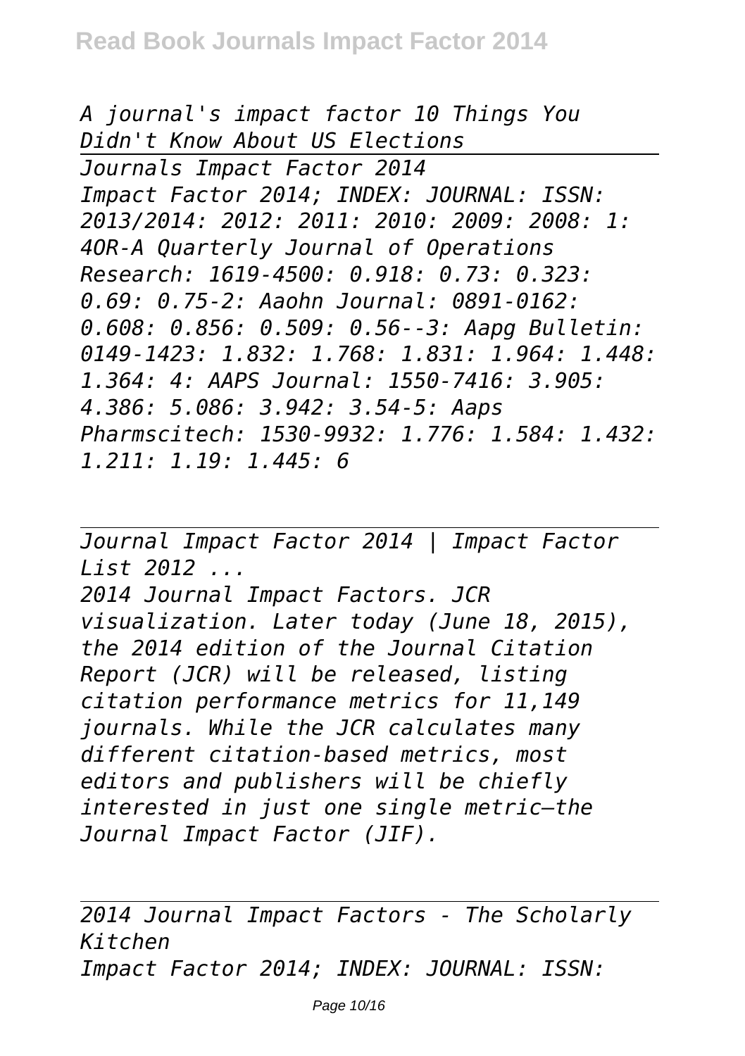*A journal's impact factor 10 Things You Didn't Know About US Elections*

*Journals Impact Factor 2014*
*Impact Factor 2014; INDEX: JOURNAL: ISSN: 2013/2014: 2012: 2011: 2010: 2009: 2008: 1: 4OR-A Quarterly Journal of Operations Research: 1619-4500: 0.918: 0.73: 0.323: 0.69: 0.75-2: Aaohn Journal: 0891-0162: 0.608: 0.856: 0.509: 0.56--3: Aapg Bulletin: 0149-1423: 1.832: 1.768: 1.831: 1.964: 1.448: 1.364: 4: AAPS Journal: 1550-7416: 3.905: 4.386: 5.086: 3.942: 3.54-5: Aaps Pharmscitech: 1530-9932: 1.776: 1.584: 1.432: 1.211: 1.19: 1.445: 6*

*Journal Impact Factor 2014 | Impact Factor List 2012 ...*
*2014 Journal Impact Factors. JCR visualization. Later today (June 18, 2015), the 2014 edition of the Journal Citation Report (JCR) will be released, listing citation performance metrics for 11,149 journals. While the JCR calculates many different citation-based metrics, most editors and publishers will be chiefly interested in just one single metric—the Journal Impact Factor (JIF).*

*2014 Journal Impact Factors - The Scholarly Kitchen*
*Impact Factor 2014; INDEX: JOURNAL: ISSN:*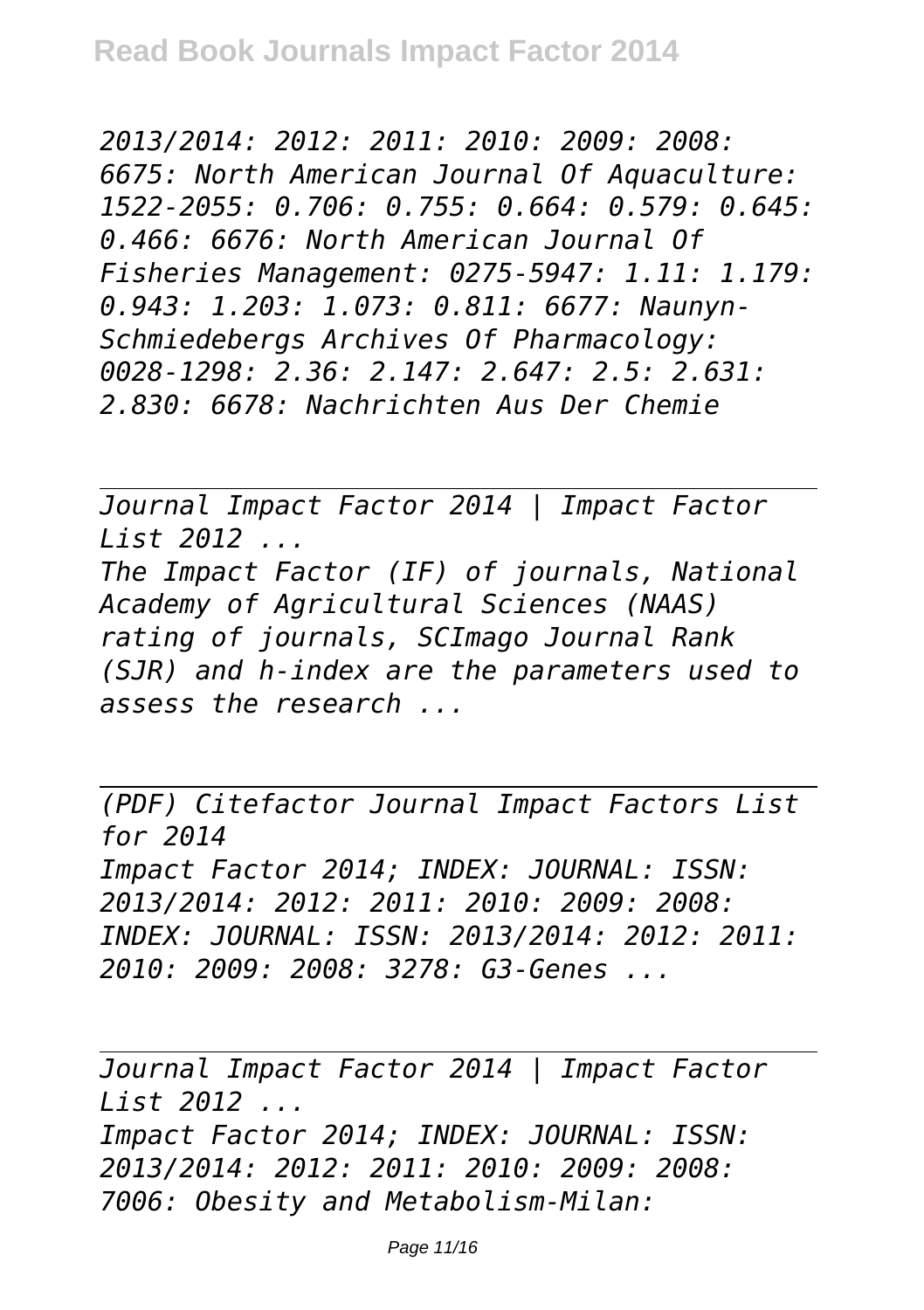*2013/2014: 2012: 2011: 2010: 2009: 2008: 6675: North American Journal Of Aquaculture: 1522-2055: 0.706: 0.755: 0.664: 0.579: 0.645: 0.466: 6676: North American Journal Of Fisheries Management: 0275-5947: 1.11: 1.179: 0.943: 1.203: 1.073: 0.811: 6677: Naunyn-Schmiedebergs Archives Of Pharmacology: 0028-1298: 2.36: 2.147: 2.647: 2.5: 2.631: 2.830: 6678: Nachrichten Aus Der Chemie*

---

*Journal Impact Factor 2014 | Impact Factor List 2012 ...*

*The Impact Factor (IF) of journals, National Academy of Agricultural Sciences (NAAS) rating of journals, SCImago Journal Rank (SJR) and h-index are the parameters used to assess the research ...*

---

*(PDF) Citefactor Journal Impact Factors List for 2014*

*Impact Factor 2014; INDEX: JOURNAL: ISSN: 2013/2014: 2012: 2011: 2010: 2009: 2008: INDEX: JOURNAL: ISSN: 2013/2014: 2012: 2011: 2010: 2009: 2008: 3278: G3-Genes ...*

---

*Journal Impact Factor 2014 | Impact Factor List 2012 ...*

*Impact Factor 2014; INDEX: JOURNAL: ISSN: 2013/2014: 2012: 2011: 2010: 2009: 2008: 7006: Obesity and Metabolism-Milan:*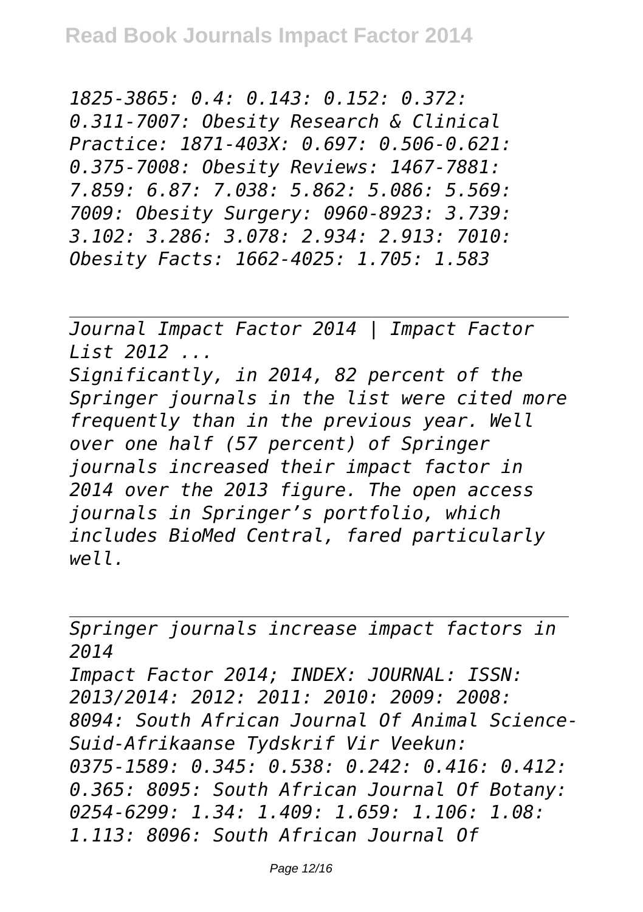*1825-3865: 0.4: 0.143: 0.152: 0.372: 0.311-7007: Obesity Research & Clinical Practice: 1871-403X: 0.697: 0.506-0.621: 0.375-7008: Obesity Reviews: 1467-7881: 7.859: 6.87: 7.038: 5.862: 5.086: 5.569: 7009: Obesity Surgery: 0960-8923: 3.739: 3.102: 3.286: 3.078: 2.934: 2.913: 7010: Obesity Facts: 1662-4025: 1.705: 1.583*

---

*Journal Impact Factor 2014 | Impact Factor List 2012 ...*

*Significantly, in 2014, 82 percent of the Springer journals in the list were cited more frequently than in the previous year. Well over one half (57 percent) of Springer journals increased their impact factor in 2014 over the 2013 figure. The open access journals in Springer's portfolio, which includes BioMed Central, fared particularly well.*

---

*Springer journals increase impact factors in 2014*

*Impact Factor 2014; INDEX: JOURNAL: ISSN: 2013/2014: 2012: 2011: 2010: 2009: 2008: 8094: South African Journal Of Animal Science-Suid-Afrikaanse Tydskrif Vir Veekun: 0375-1589: 0.345: 0.538: 0.242: 0.416: 0.412: 0.365: 8095: South African Journal Of Botany: 0254-6299: 1.34: 1.409: 1.659: 1.106: 1.08: 1.113: 8096: South African Journal Of*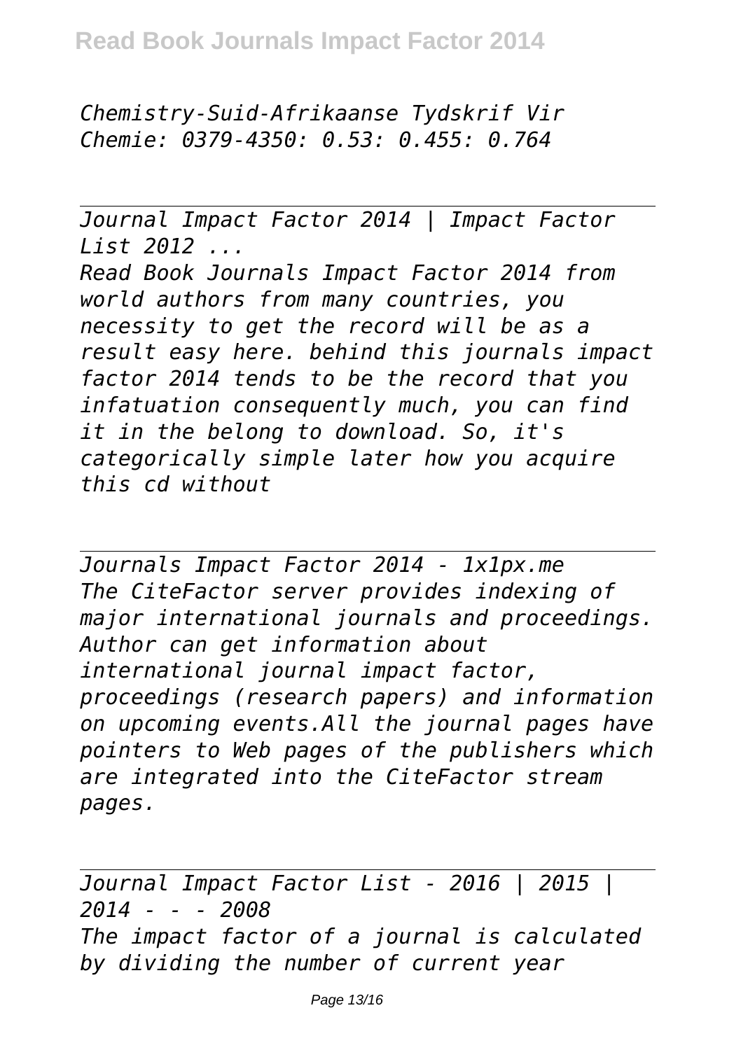*Chemistry-Suid-Afrikaanse Tydskrif Vir Chemie: 0379-4350: 0.53: 0.455: 0.764*

*Journal Impact Factor 2014 | Impact Factor List 2012 ...*

*Read Book Journals Impact Factor 2014 from world authors from many countries, you necessity to get the record will be as a result easy here. behind this journals impact factor 2014 tends to be the record that you infatuation consequently much, you can find it in the belong to download. So, it's categorically simple later how you acquire this cd without*

*Journals Impact Factor 2014 - 1x1px.me*

*The CiteFactor server provides indexing of major international journals and proceedings. Author can get information about international journal impact factor, proceedings (research papers) and information on upcoming events.All the journal pages have pointers to Web pages of the publishers which are integrated into the CiteFactor stream pages.*

*Journal Impact Factor List - 2016 | 2015 | 2014 - - - 2008*

*The impact factor of a journal is calculated by dividing the number of current year*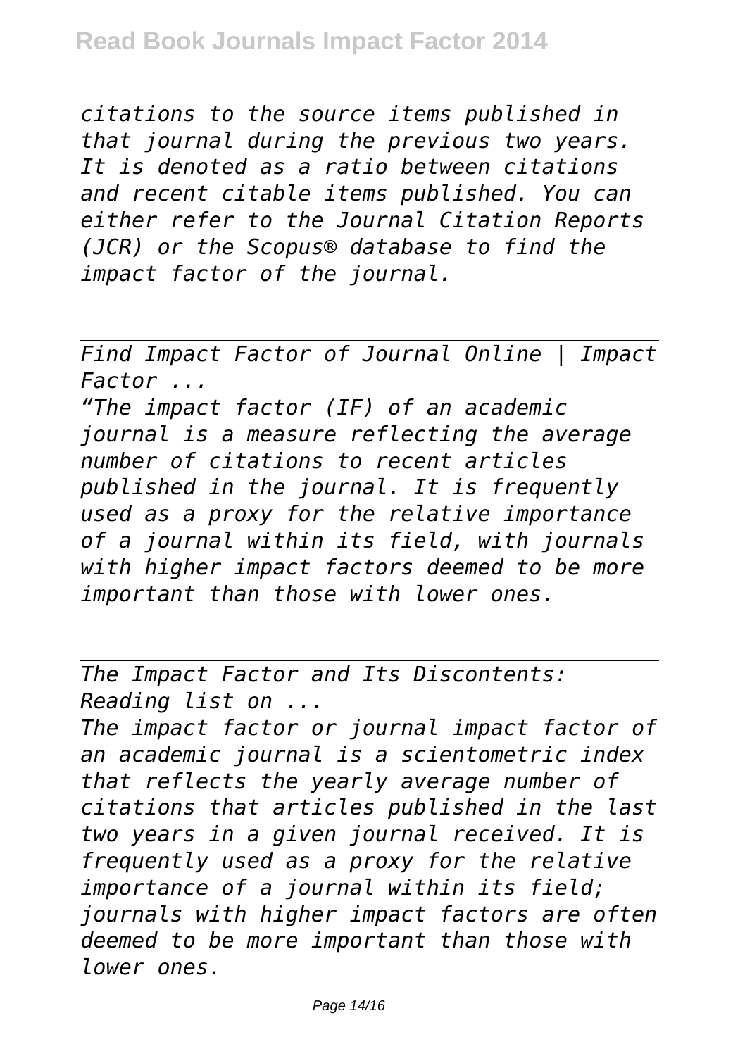*citations to the source items published in that journal during the previous two years. It is denoted as a ratio between citations and recent citable items published. You can either refer to the Journal Citation Reports (JCR) or the Scopus® database to find the impact factor of the journal.*

---

*Find Impact Factor of Journal Online | Impact Factor ...*

*“The impact factor (IF) of an academic journal is a measure reflecting the average number of citations to recent articles published in the journal. It is frequently used as a proxy for the relative importance of a journal within its field, with journals with higher impact factors deemed to be more important than those with lower ones.*

---

*The Impact Factor and Its Discontents: Reading list on ...*

*The impact factor or journal impact factor of an academic journal is a scientometric index that reflects the yearly average number of citations that articles published in the last two years in a given journal received. It is frequently used as a proxy for the relative importance of a journal within its field; journals with higher impact factors are often deemed to be more important than those with lower ones.*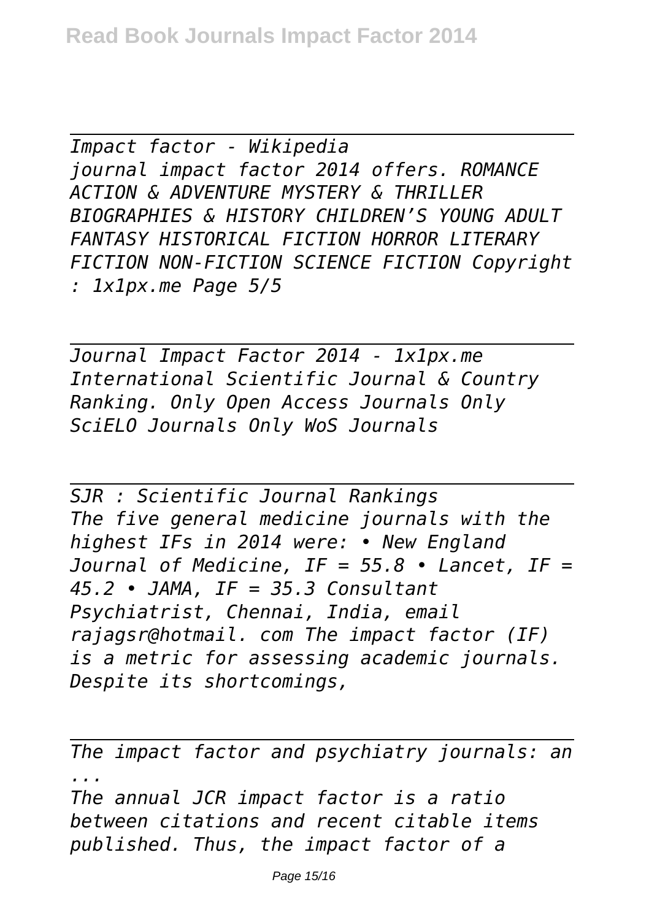*Impact factor - Wikipedia*
*journal impact factor 2014 offers. ROMANCE ACTION & ADVENTURE MYSTERY & THRILLER BIOGRAPHIES & HISTORY CHILDREN'S YOUNG ADULT FANTASY HISTORICAL FICTION HORROR LITERARY FICTION NON-FICTION SCIENCE FICTION Copyright : 1x1px.me Page 5/5*

---

*Journal Impact Factor 2014 - 1x1px.me*
*International Scientific Journal & Country Ranking. Only Open Access Journals Only SciELO Journals Only WoS Journals*

---

*SJR : Scientific Journal Rankings*
*The five general medicine journals with the highest IFs in 2014 were: • New England Journal of Medicine, IF = 55.8 • Lancet, IF = 45.2 • JAMA, IF = 35.3 Consultant Psychiatrist, Chennai, India, email rajagsr@hotmail. com The impact factor (IF) is a metric for assessing academic journals. Despite its shortcomings,*

---

*The impact factor and psychiatry journals: an ...*
*The annual JCR impact factor is a ratio between citations and recent citable items published. Thus, the impact factor of a*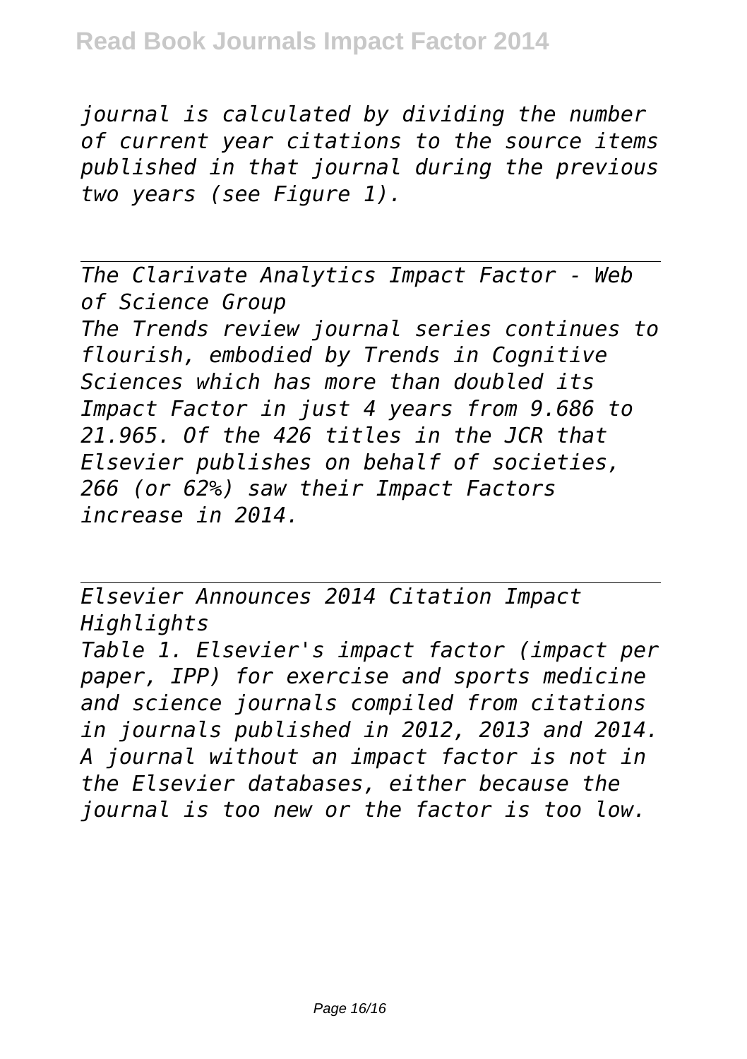*journal is calculated by dividing the number of current year citations to the source items published in that journal during the previous two years (see Figure 1).*

---

*The Clarivate Analytics Impact Factor - Web of Science Group*

*The Trends review journal series continues to flourish, embodied by Trends in Cognitive Sciences which has more than doubled its Impact Factor in just 4 years from 9.686 to 21.965. Of the 426 titles in the JCR that Elsevier publishes on behalf of societies, 266 (or 62%) saw their Impact Factors increase in 2014.*

---

*Elsevier Announces 2014 Citation Impact Highlights*

*Table 1. Elsevier's impact factor (impact per paper, IPP) for exercise and sports medicine and science journals compiled from citations in journals published in 2012, 2013 and 2014. A journal without an impact factor is not in the Elsevier databases, either because the journal is too new or the factor is too low.*